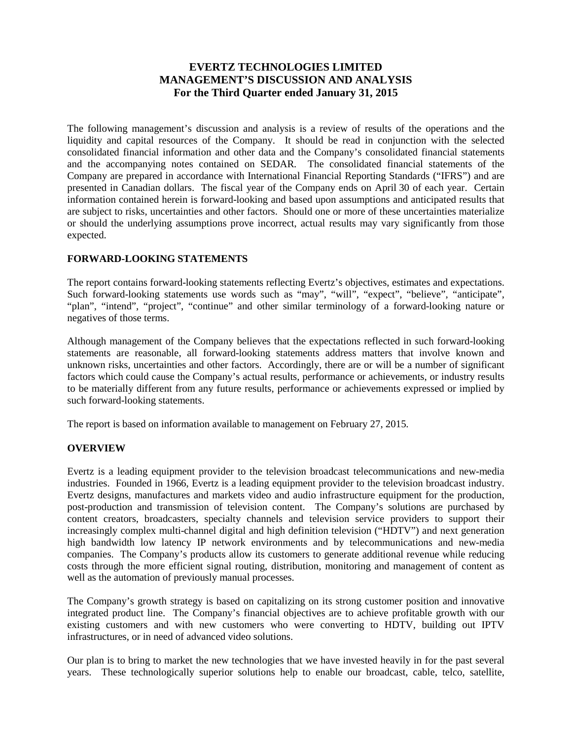# EVERTZ TECHNOLOGIES LIMITED
# MANAGEMENT'S DISCUSSION AND ANALYSIS
# For the Third Quarter ended January 31, 2015

The following management's discussion and analysis is a review of results of the operations and the liquidity and capital resources of the Company. It should be read in conjunction with the selected consolidated financial information and other data and the Company's consolidated financial statements and the accompanying notes contained on SEDAR. The consolidated financial statements of the Company are prepared in accordance with International Financial Reporting Standards ("IFRS") and are presented in Canadian dollars. The fiscal year of the Company ends on April 30 of each year. Certain information contained herein is forward-looking and based upon assumptions and anticipated results that are subject to risks, uncertainties and other factors. Should one or more of these uncertainties materialize or should the underlying assumptions prove incorrect, actual results may vary significantly from those expected.

## FORWARD-LOOKING STATEMENTS

The report contains forward-looking statements reflecting Evertz's objectives, estimates and expectations. Such forward-looking statements use words such as "may", "will", "expect", "believe", "anticipate", "plan", "intend", "project", "continue" and other similar terminology of a forward-looking nature or negatives of those terms.

Although management of the Company believes that the expectations reflected in such forward-looking statements are reasonable, all forward-looking statements address matters that involve known and unknown risks, uncertainties and other factors. Accordingly, there are or will be a number of significant factors which could cause the Company's actual results, performance or achievements, or industry results to be materially different from any future results, performance or achievements expressed or implied by such forward-looking statements.

The report is based on information available to management on February 27, 2015.

## OVERVIEW

Evertz is a leading equipment provider to the television broadcast telecommunications and new-media industries. Founded in 1966, Evertz is a leading equipment provider to the television broadcast industry. Evertz designs, manufactures and markets video and audio infrastructure equipment for the production, post-production and transmission of television content. The Company's solutions are purchased by content creators, broadcasters, specialty channels and television service providers to support their increasingly complex multi-channel digital and high definition television ("HDTV") and next generation high bandwidth low latency IP network environments and by telecommunications and new-media companies. The Company's products allow its customers to generate additional revenue while reducing costs through the more efficient signal routing, distribution, monitoring and management of content as well as the automation of previously manual processes.

The Company's growth strategy is based on capitalizing on its strong customer position and innovative integrated product line. The Company's financial objectives are to achieve profitable growth with our existing customers and with new customers who were converting to HDTV, building out IPTV infrastructures, or in need of advanced video solutions.

Our plan is to bring to market the new technologies that we have invested heavily in for the past several years. These technologically superior solutions help to enable our broadcast, cable, telco, satellite,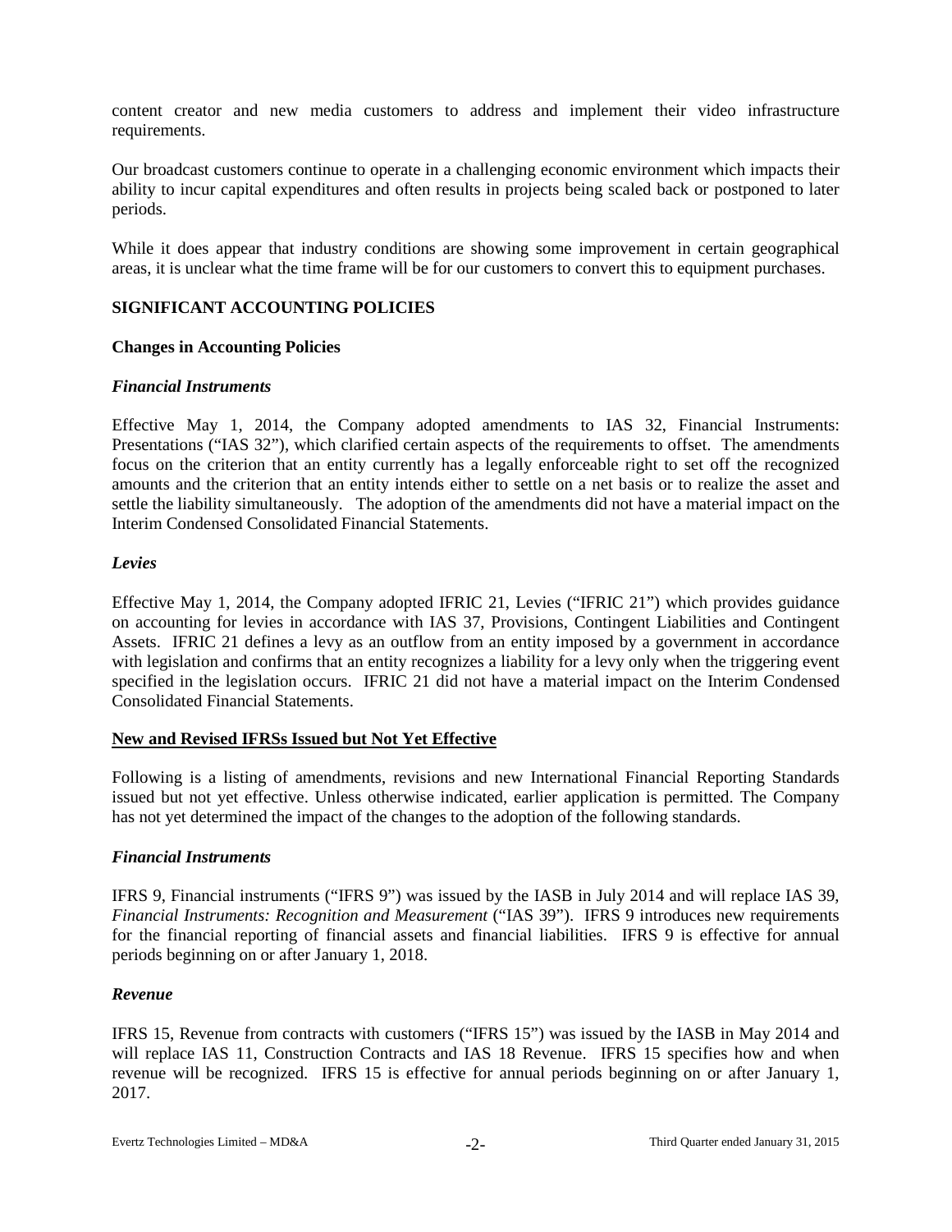content creator and new media customers to address and implement their video infrastructure requirements.

Our broadcast customers continue to operate in a challenging economic environment which impacts their ability to incur capital expenditures and often results in projects being scaled back or postponed to later periods.

While it does appear that industry conditions are showing some improvement in certain geographical areas, it is unclear what the time frame will be for our customers to convert this to equipment purchases.

## SIGNIFICANT ACCOUNTING POLICIES

### Changes in Accounting Policies

#### *Financial Instruments*

Effective May 1, 2014, the Company adopted amendments to IAS 32, Financial Instruments: Presentations ("IAS 32"), which clarified certain aspects of the requirements to offset. The amendments focus on the criterion that an entity currently has a legally enforceable right to set off the recognized amounts and the criterion that an entity intends either to settle on a net basis or to realize the asset and settle the liability simultaneously. The adoption of the amendments did not have a material impact on the Interim Condensed Consolidated Financial Statements.

#### *Levies*

Effective May 1, 2014, the Company adopted IFRIC 21, Levies ("IFRIC 21") which provides guidance on accounting for levies in accordance with IAS 37, Provisions, Contingent Liabilities and Contingent Assets. IFRIC 21 defines a levy as an outflow from an entity imposed by a government in accordance with legislation and confirms that an entity recognizes a liability for a levy only when the triggering event specified in the legislation occurs. IFRIC 21 did not have a material impact on the Interim Condensed Consolidated Financial Statements.

### New and Revised IFRSs Issued but Not Yet Effective

Following is a listing of amendments, revisions and new International Financial Reporting Standards issued but not yet effective. Unless otherwise indicated, earlier application is permitted. The Company has not yet determined the impact of the changes to the adoption of the following standards.

#### *Financial Instruments*

IFRS 9, Financial instruments ("IFRS 9") was issued by the IASB in July 2014 and will replace IAS 39, *Financial Instruments: Recognition and Measurement* ("IAS 39"). IFRS 9 introduces new requirements for the financial reporting of financial assets and financial liabilities. IFRS 9 is effective for annual periods beginning on or after January 1, 2018.

#### *Revenue*

IFRS 15, Revenue from contracts with customers ("IFRS 15") was issued by the IASB in May 2014 and will replace IAS 11, Construction Contracts and IAS 18 Revenue. IFRS 15 specifies how and when revenue will be recognized. IFRS 15 is effective for annual periods beginning on or after January 1, 2017.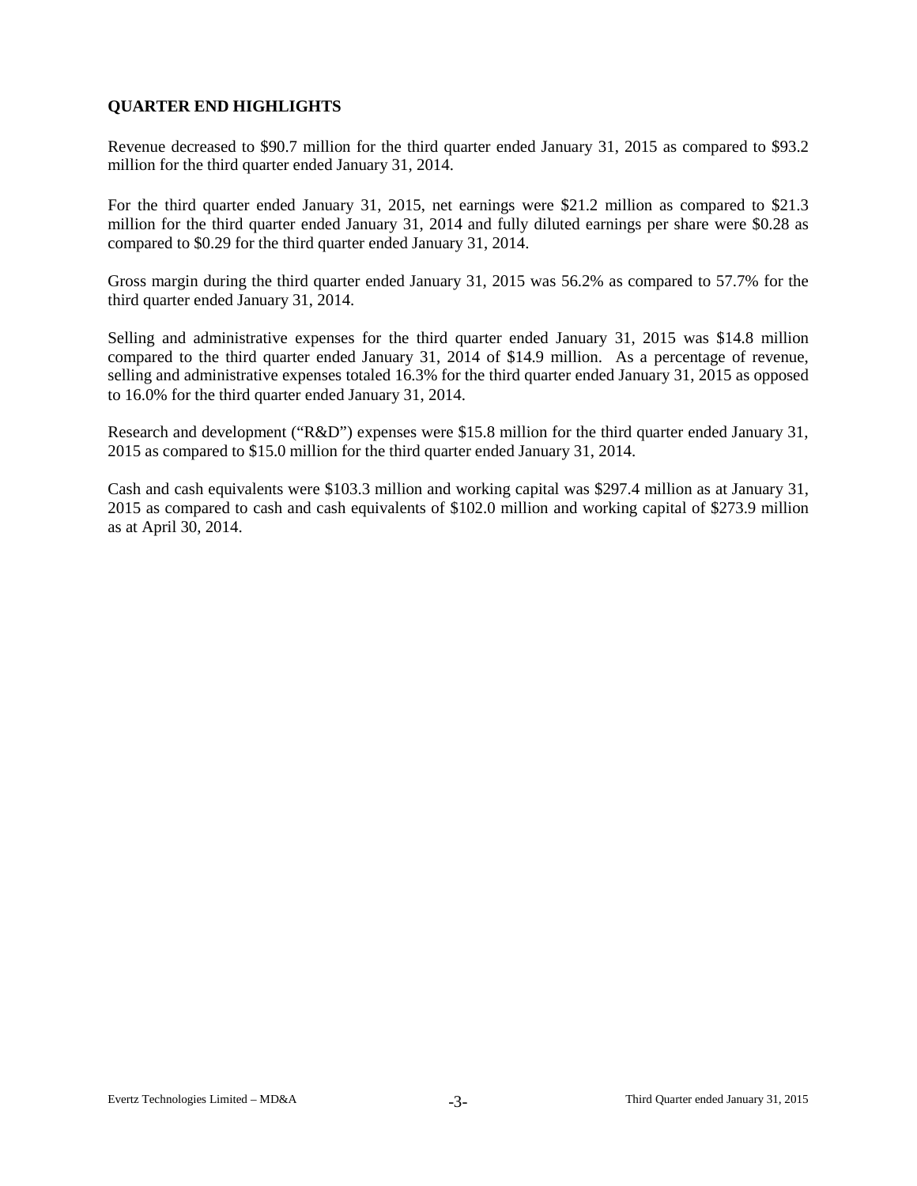## QUARTER END HIGHLIGHTS

Revenue decreased to $90.7 million for the third quarter ended January 31, 2015 as compared to $93.2 million for the third quarter ended January 31, 2014.

For the third quarter ended January 31, 2015, net earnings were $21.2 million as compared to $21.3 million for the third quarter ended January 31, 2014 and fully diluted earnings per share were $0.28 as compared to $0.29 for the third quarter ended January 31, 2014.

Gross margin during the third quarter ended January 31, 2015 was 56.2% as compared to 57.7% for the third quarter ended January 31, 2014.

Selling and administrative expenses for the third quarter ended January 31, 2015 was $14.8 million compared to the third quarter ended January 31, 2014 of $14.9 million. As a percentage of revenue, selling and administrative expenses totaled 16.3% for the third quarter ended January 31, 2015 as opposed to 16.0% for the third quarter ended January 31, 2014.

Research and development ("R&D") expenses were $15.8 million for the third quarter ended January 31, 2015 as compared to $15.0 million for the third quarter ended January 31, 2014.

Cash and cash equivalents were $103.3 million and working capital was $297.4 million as at January 31, 2015 as compared to cash and cash equivalents of $102.0 million and working capital of $273.9 million as at April 30, 2014.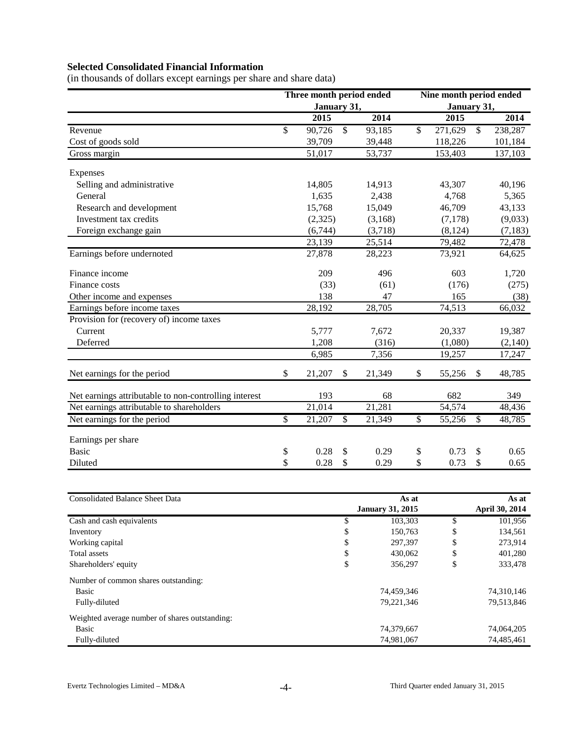### Selected Consolidated Financial Information

(in thousands of dollars except earnings per share and share data)

| | Three month period ended January 31, | | Nine month period ended January 31, | |
|---|---|---|---|---|
| | 2015 | 2014 | 2015 | 2014 |
| Revenue | $ 90,726 | $ 93,185 | $ 271,629 | $ 238,287 |
| Cost of goods sold | 39,709 | 39,448 | 118,226 | 101,184 |
| Gross margin | 51,017 | 53,737 | 153,403 | 137,103 |
| Expenses | | | | |
| Selling and administrative | 14,805 | 14,913 | 43,307 | 40,196 |
| General | 1,635 | 2,438 | 4,768 | 5,365 |
| Research and development | 15,768 | 15,049 | 46,709 | 43,133 |
| Investment tax credits | (2,325) | (3,168) | (7,178) | (9,033) |
| Foreign exchange gain | (6,744) | (3,718) | (8,124) | (7,183) |
| | 23,139 | 25,514 | 79,482 | 72,478 |
| Earnings before undernoted | 27,878 | 28,223 | 73,921 | 64,625 |
| Finance income | 209 | 496 | 603 | 1,720 |
| Finance costs | (33) | (61) | (176) | (275) |
| Other income and expenses | 138 | 47 | 165 | (38) |
| Earnings before income taxes | 28,192 | 28,705 | 74,513 | 66,032 |
| Provision for (recovery of) income taxes | | | | |
| Current | 5,777 | 7,672 | 20,337 | 19,387 |
| Deferred | 1,208 | (316) | (1,080) | (2,140) |
| | 6,985 | 7,356 | 19,257 | 17,247 |
| Net earnings for the period | $ 21,207 | $ 21,349 | $ 55,256 | $ 48,785 |
| Net earnings attributable to non-controlling interest | 193 | 68 | 682 | 349 |
| Net earnings attributable to shareholders | 21,014 | 21,281 | 54,574 | 48,436 |
| Net earnings for the period | $ 21,207 | $ 21,349 | $ 55,256 | $ 48,785 |
| Earnings per share | | | | |
| Basic | $ 0.28 | $ 0.29 | $ 0.73 | $ 0.65 |
| Diluted | $ 0.28 | $ 0.29 | $ 0.73 | $ 0.65 |

| Consolidated Balance Sheet Data | As at January 31, 2015 | As at April 30, 2014 |
|---|---|---|
| Cash and cash equivalents | $ 103,303 | $ 101,956 |
| Inventory | $ 150,763 | $ 134,561 |
| Working capital | $ 297,397 | $ 273,914 |
| Total assets | $ 430,062 | $ 401,280 |
| Shareholders' equity | $ 356,297 | $ 333,478 |
| Number of common shares outstanding: | | |
| Basic | 74,459,346 | 74,310,146 |
| Fully-diluted | 79,221,346 | 79,513,846 |
| Weighted average number of shares outstanding: | | |
| Basic | 74,379,667 | 74,064,205 |
| Fully-diluted | 74,981,067 | 74,485,461 |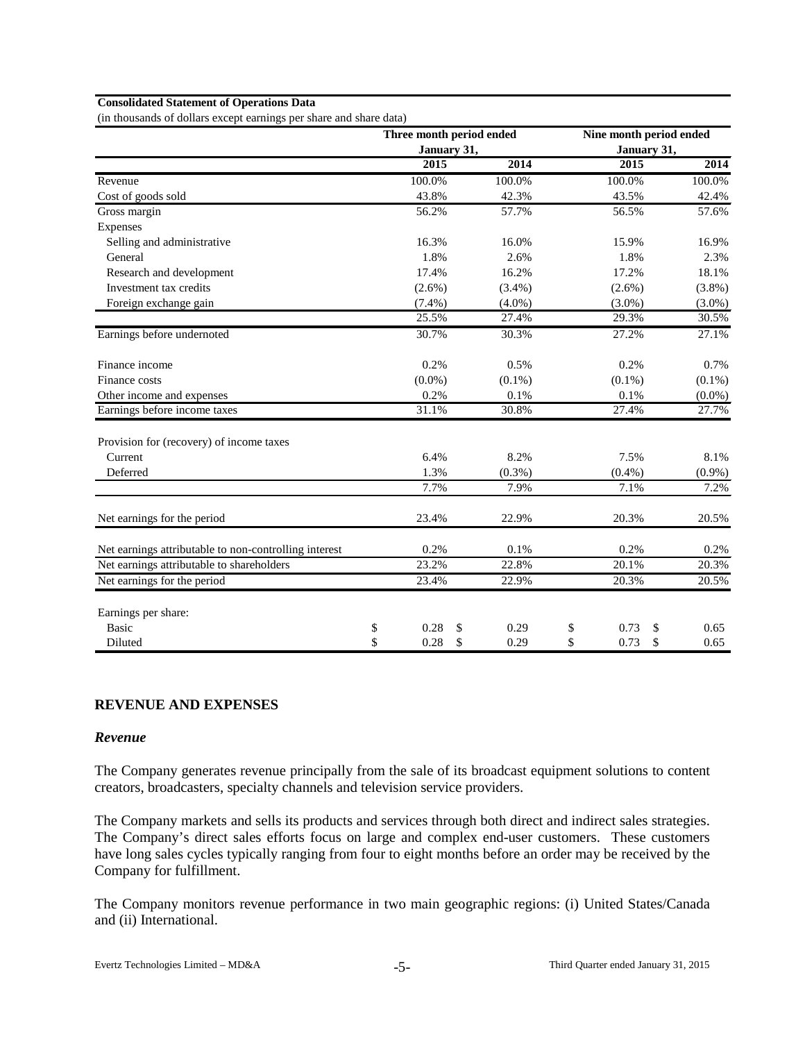**Consolidated Statement of Operations Data**

(in thousands of dollars except earnings per share and share data)

| | Three month period ended January 31, | | Nine month period ended January 31, | |
|---|---|---|---|---|
| | 2015 | 2014 | 2015 | 2014 |
| Revenue | 100.0% | 100.0% | 100.0% | 100.0% |
| Cost of goods sold | 43.8% | 42.3% | 43.5% | 42.4% |
| Gross margin | 56.2% | 57.7% | 56.5% | 57.6% |
| Expenses | | | | |
| Selling and administrative | 16.3% | 16.0% | 15.9% | 16.9% |
| General | 1.8% | 2.6% | 1.8% | 2.3% |
| Research and development | 17.4% | 16.2% | 17.2% | 18.1% |
| Investment tax credits | (2.6%) | (3.4%) | (2.6%) | (3.8%) |
| Foreign exchange gain | (7.4%) | (4.0%) | (3.0%) | (3.0%) |
| | 25.5% | 27.4% | 29.3% | 30.5% |
| Earnings before undernoted | 30.7% | 30.3% | 27.2% | 27.1% |
| Finance income | 0.2% | 0.5% | 0.2% | 0.7% |
| Finance costs | (0.0%) | (0.1%) | (0.1%) | (0.1%) |
| Other income and expenses | 0.2% | 0.1% | 0.1% | (0.0%) |
| Earnings before income taxes | 31.1% | 30.8% | 27.4% | 27.7% |
| Provision for (recovery) of income taxes | | | | |
| Current | 6.4% | 8.2% | 7.5% | 8.1% |
| Deferred | 1.3% | (0.3%) | (0.4%) | (0.9%) |
| | 7.7% | 7.9% | 7.1% | 7.2% |
| Net earnings for the period | 23.4% | 22.9% | 20.3% | 20.5% |
| Net earnings attributable to non-controlling interest | 0.2% | 0.1% | 0.2% | 0.2% |
| Net earnings attributable to shareholders | 23.2% | 22.8% | 20.1% | 20.3% |
| Net earnings for the period | 23.4% | 22.9% | 20.3% | 20.5% |
| Earnings per share: | | | | |
| Basic | $ 0.28 | $ 0.29 | $ 0.73 | $ 0.65 |
| Diluted | $ 0.28 | $ 0.29 | $ 0.73 | $ 0.65 |

## REVENUE AND EXPENSES

### *Revenue*

The Company generates revenue principally from the sale of its broadcast equipment solutions to content creators, broadcasters, specialty channels and television service providers.

The Company markets and sells its products and services through both direct and indirect sales strategies. The Company's direct sales efforts focus on large and complex end-user customers. These customers have long sales cycles typically ranging from four to eight months before an order may be received by the Company for fulfillment.

The Company monitors revenue performance in two main geographic regions: (i) United States/Canada and (ii) International.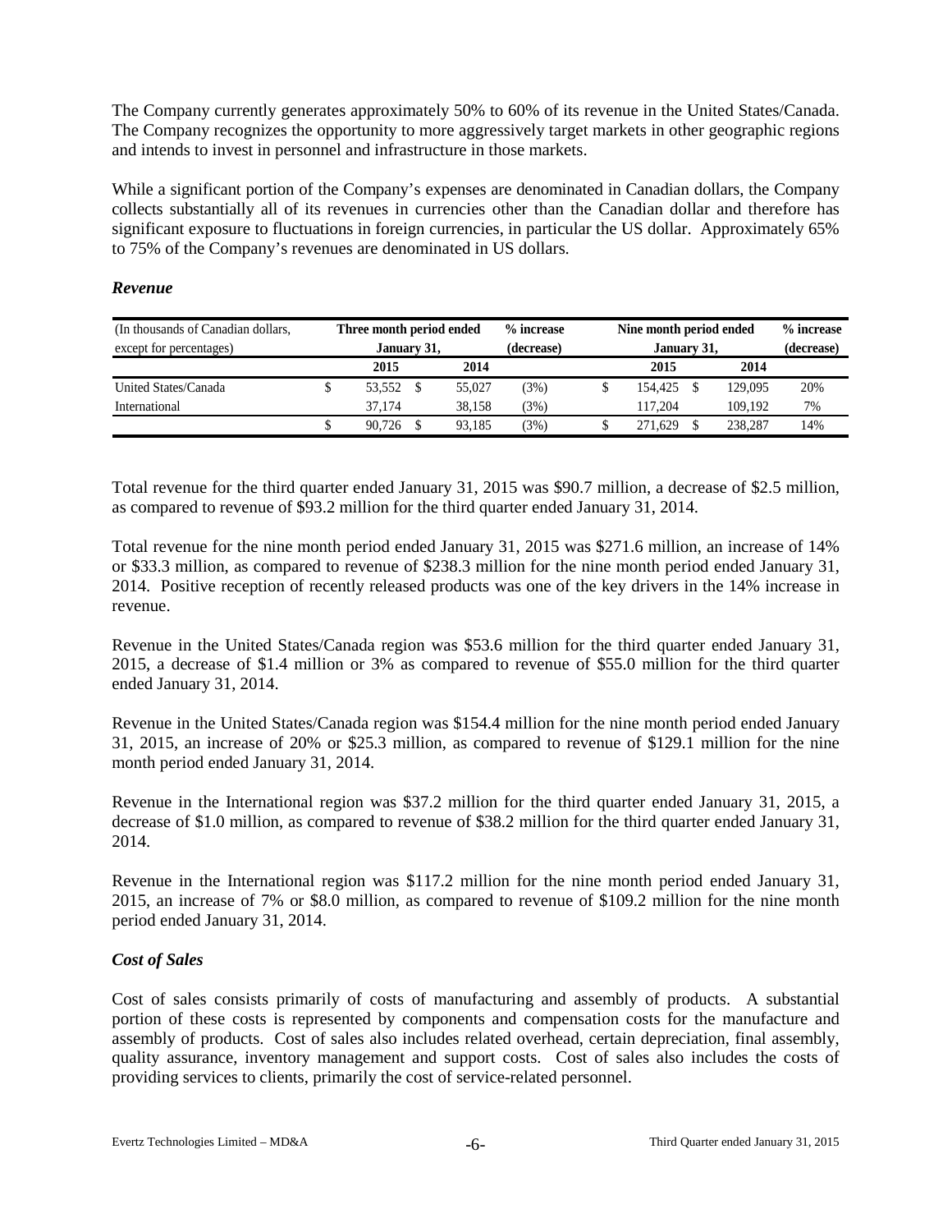The Company currently generates approximately 50% to 60% of its revenue in the United States/Canada. The Company recognizes the opportunity to more aggressively target markets in other geographic regions and intends to invest in personnel and infrastructure in those markets.

While a significant portion of the Company's expenses are denominated in Canadian dollars, the Company collects substantially all of its revenues in currencies other than the Canadian dollar and therefore has significant exposure to fluctuations in foreign currencies, in particular the US dollar. Approximately 65% to 75% of the Company's revenues are denominated in US dollars.

### *Revenue*

| (In thousands of Canadian dollars, except for percentages) | Three month period ended January 31, | | % increase (decrease) | Nine month period ended January 31, | | % increase (decrease) |
|---|---|---|---|---|---|---|
| | 2015 | 2014 | | 2015 | 2014 | |
| United States/Canada | $ 53,552 | $ 55,027 | (3%) | $ 154,425 | $ 129,095 | 20% |
| International | 37,174 | 38,158 | (3%) | 117,204 | 109,192 | 7% |
| | $ 90,726 | $ 93,185 | (3%) | $ 271,629 | $ 238,287 | 14% |

Total revenue for the third quarter ended January 31, 2015 was $90.7 million, a decrease of $2.5 million, as compared to revenue of $93.2 million for the third quarter ended January 31, 2014.

Total revenue for the nine month period ended January 31, 2015 was $271.6 million, an increase of 14% or $33.3 million, as compared to revenue of $238.3 million for the nine month period ended January 31, 2014. Positive reception of recently released products was one of the key drivers in the 14% increase in revenue.

Revenue in the United States/Canada region was $53.6 million for the third quarter ended January 31, 2015, a decrease of $1.4 million or 3% as compared to revenue of $55.0 million for the third quarter ended January 31, 2014.

Revenue in the United States/Canada region was $154.4 million for the nine month period ended January 31, 2015, an increase of 20% or $25.3 million, as compared to revenue of $129.1 million for the nine month period ended January 31, 2014.

Revenue in the International region was $37.2 million for the third quarter ended January 31, 2015, a decrease of $1.0 million, as compared to revenue of $38.2 million for the third quarter ended January 31, 2014.

Revenue in the International region was $117.2 million for the nine month period ended January 31, 2015, an increase of 7% or $8.0 million, as compared to revenue of $109.2 million for the nine month period ended January 31, 2014.

### *Cost of Sales*

Cost of sales consists primarily of costs of manufacturing and assembly of products. A substantial portion of these costs is represented by components and compensation costs for the manufacture and assembly of products. Cost of sales also includes related overhead, certain depreciation, final assembly, quality assurance, inventory management and support costs. Cost of sales also includes the costs of providing services to clients, primarily the cost of service-related personnel.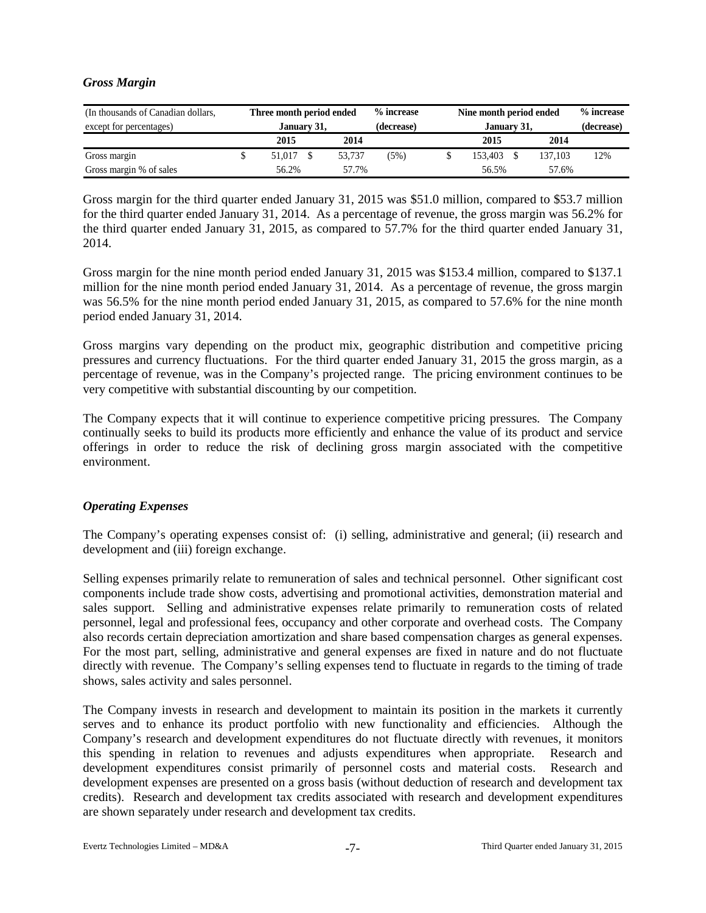### *Gross Margin*

| (In thousands of Canadian dollars, except for percentages) | Three month period ended January 31, | | % increase (decrease) | Nine month period ended January 31, | | % increase (decrease) |
|---|---|---|---|---|---|---|
| | 2015 | 2014 | | 2015 | 2014 | |
| Gross margin | $ 51,017 | $ 53,737 | (5%) | $ 153,403 | $ 137,103 | 12% |
| Gross margin % of sales | 56.2% | 57.7% | | 56.5% | 57.6% | |

Gross margin for the third quarter ended January 31, 2015 was $51.0 million, compared to $53.7 million for the third quarter ended January 31, 2014. As a percentage of revenue, the gross margin was 56.2% for the third quarter ended January 31, 2015, as compared to 57.7% for the third quarter ended January 31, 2014.

Gross margin for the nine month period ended January 31, 2015 was $153.4 million, compared to $137.1 million for the nine month period ended January 31, 2014. As a percentage of revenue, the gross margin was 56.5% for the nine month period ended January 31, 2015, as compared to 57.6% for the nine month period ended January 31, 2014.

Gross margins vary depending on the product mix, geographic distribution and competitive pricing pressures and currency fluctuations. For the third quarter ended January 31, 2015 the gross margin, as a percentage of revenue, was in the Company's projected range. The pricing environment continues to be very competitive with substantial discounting by our competition.

The Company expects that it will continue to experience competitive pricing pressures. The Company continually seeks to build its products more efficiently and enhance the value of its product and service offerings in order to reduce the risk of declining gross margin associated with the competitive environment.

### *Operating Expenses*

The Company's operating expenses consist of: (i) selling, administrative and general; (ii) research and development and (iii) foreign exchange.

Selling expenses primarily relate to remuneration of sales and technical personnel. Other significant cost components include trade show costs, advertising and promotional activities, demonstration material and sales support. Selling and administrative expenses relate primarily to remuneration costs of related personnel, legal and professional fees, occupancy and other corporate and overhead costs. The Company also records certain depreciation amortization and share based compensation charges as general expenses. For the most part, selling, administrative and general expenses are fixed in nature and do not fluctuate directly with revenue. The Company's selling expenses tend to fluctuate in regards to the timing of trade shows, sales activity and sales personnel.

The Company invests in research and development to maintain its position in the markets it currently serves and to enhance its product portfolio with new functionality and efficiencies. Although the Company's research and development expenditures do not fluctuate directly with revenues, it monitors this spending in relation to revenues and adjusts expenditures when appropriate. Research and development expenditures consist primarily of personnel costs and material costs. Research and development expenses are presented on a gross basis (without deduction of research and development tax credits). Research and development tax credits associated with research and development expenditures are shown separately under research and development tax credits.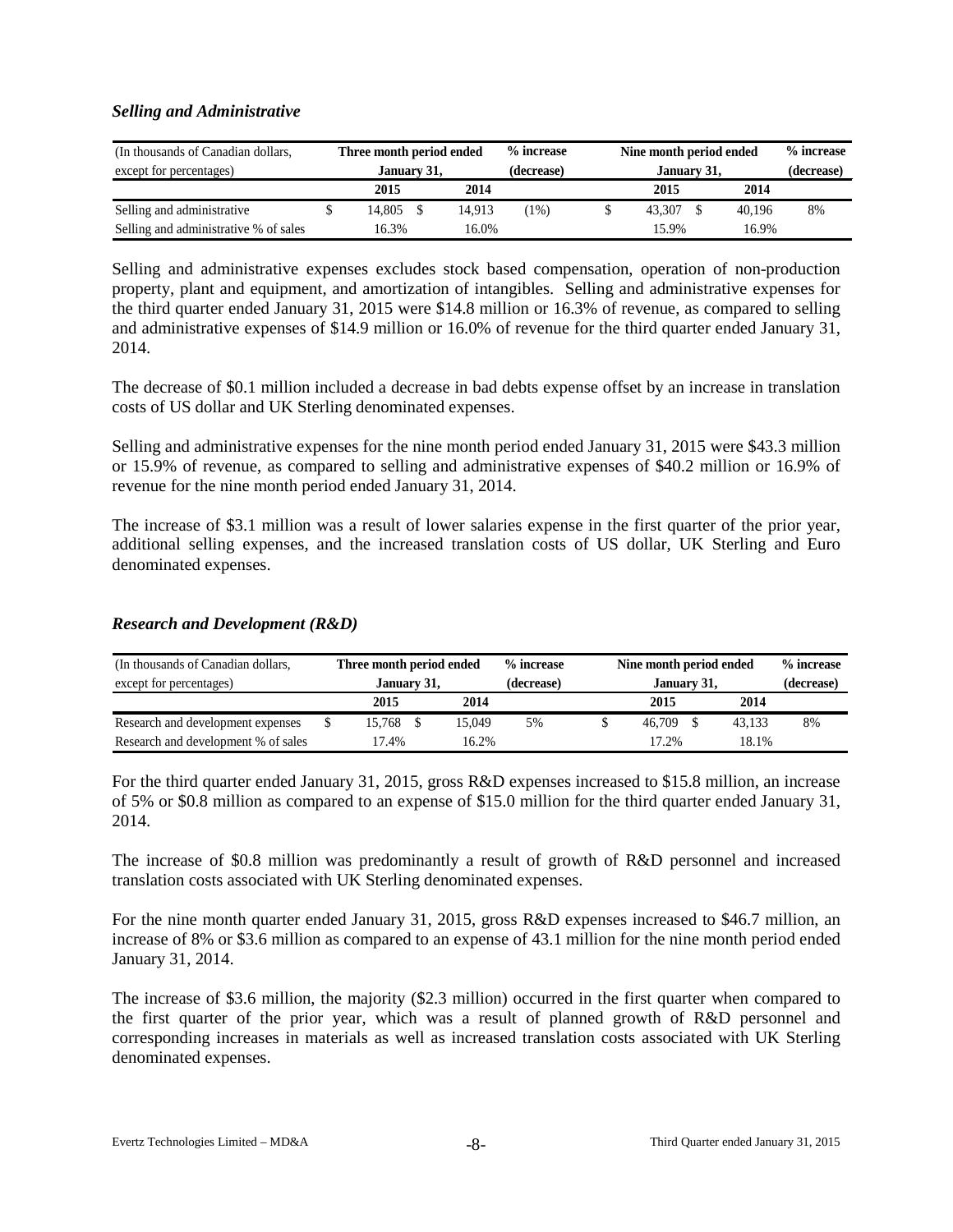### *Selling and Administrative*

| (In thousands of Canadian dollars, except for percentages) | Three month period ended January 31, | | % increase (decrease) | Nine month period ended January 31, | | % increase (decrease) |
|---|---|---|---|---|---|---|
| | 2015 | 2014 | | 2015 | 2014 | |
| Selling and administrative | $ 14,805 | $ 14,913 | (1%) | $ 43,307 | $ 40,196 | 8% |
| Selling and administrative % of sales | 16.3% | 16.0% | | 15.9% | 16.9% | |

Selling and administrative expenses excludes stock based compensation, operation of non-production property, plant and equipment, and amortization of intangibles. Selling and administrative expenses for the third quarter ended January 31, 2015 were $14.8 million or 16.3% of revenue, as compared to selling and administrative expenses of $14.9 million or 16.0% of revenue for the third quarter ended January 31, 2014.

The decrease of $0.1 million included a decrease in bad debts expense offset by an increase in translation costs of US dollar and UK Sterling denominated expenses.

Selling and administrative expenses for the nine month period ended January 31, 2015 were $43.3 million or 15.9% of revenue, as compared to selling and administrative expenses of $40.2 million or 16.9% of revenue for the nine month period ended January 31, 2014.

The increase of $3.1 million was a result of lower salaries expense in the first quarter of the prior year, additional selling expenses, and the increased translation costs of US dollar, UK Sterling and Euro denominated expenses.

### *Research and Development (R&D)*

| (In thousands of Canadian dollars, except for percentages) | Three month period ended January 31, | | % increase (decrease) | Nine month period ended January 31, | | % increase (decrease) |
|---|---|---|---|---|---|---|
| | 2015 | 2014 | | 2015 | 2014 | |
| Research and development expenses | $ 15,768 | $ 15,049 | 5% | $ 46,709 | $ 43,133 | 8% |
| Research and development % of sales | 17.4% | 16.2% | | 17.2% | 18.1% | |

For the third quarter ended January 31, 2015, gross R&D expenses increased to $15.8 million, an increase of 5% or $0.8 million as compared to an expense of $15.0 million for the third quarter ended January 31, 2014.

The increase of $0.8 million was predominantly a result of growth of R&D personnel and increased translation costs associated with UK Sterling denominated expenses.

For the nine month quarter ended January 31, 2015, gross R&D expenses increased to $46.7 million, an increase of 8% or $3.6 million as compared to an expense of 43.1 million for the nine month period ended January 31, 2014.

The increase of $3.6 million, the majority ($2.3 million) occurred in the first quarter when compared to the first quarter of the prior year, which was a result of planned growth of R&D personnel and corresponding increases in materials as well as increased translation costs associated with UK Sterling denominated expenses.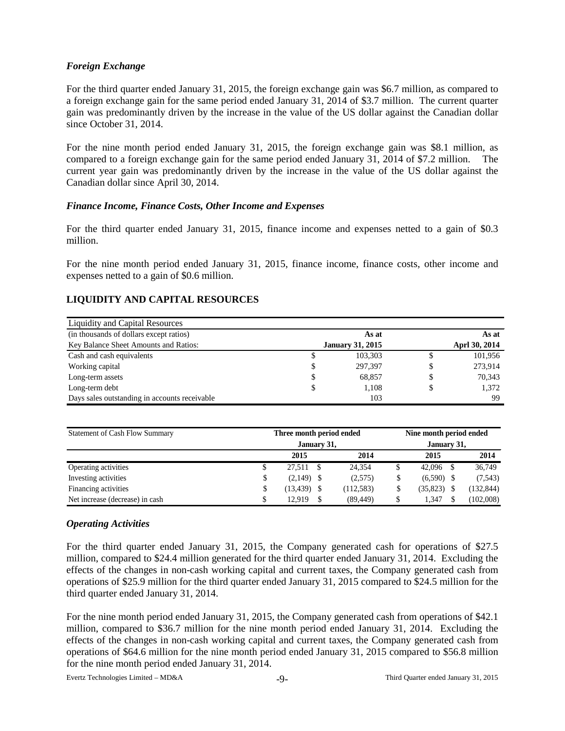### *Foreign Exchange*

For the third quarter ended January 31, 2015, the foreign exchange gain was $6.7 million, as compared to a foreign exchange gain for the same period ended January 31, 2014 of $3.7 million. The current quarter gain was predominantly driven by the increase in the value of the US dollar against the Canadian dollar since October 31, 2014.

For the nine month period ended January 31, 2015, the foreign exchange gain was $8.1 million, as compared to a foreign exchange gain for the same period ended January 31, 2014 of $7.2 million. The current year gain was predominantly driven by the increase in the value of the US dollar against the Canadian dollar since April 30, 2014.

### *Finance Income, Finance Costs, Other Income and Expenses*

For the third quarter ended January 31, 2015, finance income and expenses netted to a gain of $0.3 million.

For the nine month period ended January 31, 2015, finance income, finance costs, other income and expenses netted to a gain of $0.6 million.

## LIQUIDITY AND CAPITAL RESOURCES

| Liquidity and Capital Resources | | |
|---|---|---|
| (in thousands of dollars except ratios) | **As at** | **As at** |
| Key Balance Sheet Amounts and Ratios: | **January 31, 2015** | **Aprl 30, 2014** |
| Cash and cash equivalents | $ 103,303 | $ 101,956 |
| Working capital | $ 297,397 | $ 273,914 |
| Long-term assets | $ 68,857 | $ 70,343 |
| Long-term debt | $ 1,108 | $ 1,372 |
| Days sales outstanding in accounts receivable | 103 | 99 |

| Statement of Cash Flow Summary | **Three month period ended January 31,** | | **Nine month period ended January 31,** | |
|---|---|---|---|---|
| | **2015** | **2014** | **2015** | **2014** |
| Operating activities | $ 27,511 | $ 24,354 | $ 42,096 | $ 36,749 |
| Investing activities | $ (2,149) | $ (2,575) | $ (6,590) | $ (7,543) |
| Financing activities | $ (13,439) | $ (112,583) | $ (35,823) | $ (132,844) |
| Net increase (decrease) in cash | $ 12,919 | $ (89,449) | $ 1,347 | $ (102,008) |

### *Operating Activities*

For the third quarter ended January 31, 2015, the Company generated cash for operations of $27.5 million, compared to $24.4 million generated for the third quarter ended January 31, 2014. Excluding the effects of the changes in non-cash working capital and current taxes, the Company generated cash from operations of $25.9 million for the third quarter ended January 31, 2015 compared to $24.5 million for the third quarter ended January 31, 2014.

For the nine month period ended January 31, 2015, the Company generated cash from operations of $42.1 million, compared to $36.7 million for the nine month period ended January 31, 2014. Excluding the effects of the changes in non-cash working capital and current taxes, the Company generated cash from operations of $64.6 million for the nine month period ended January 31, 2015 compared to $56.8 million for the nine month period ended January 31, 2014.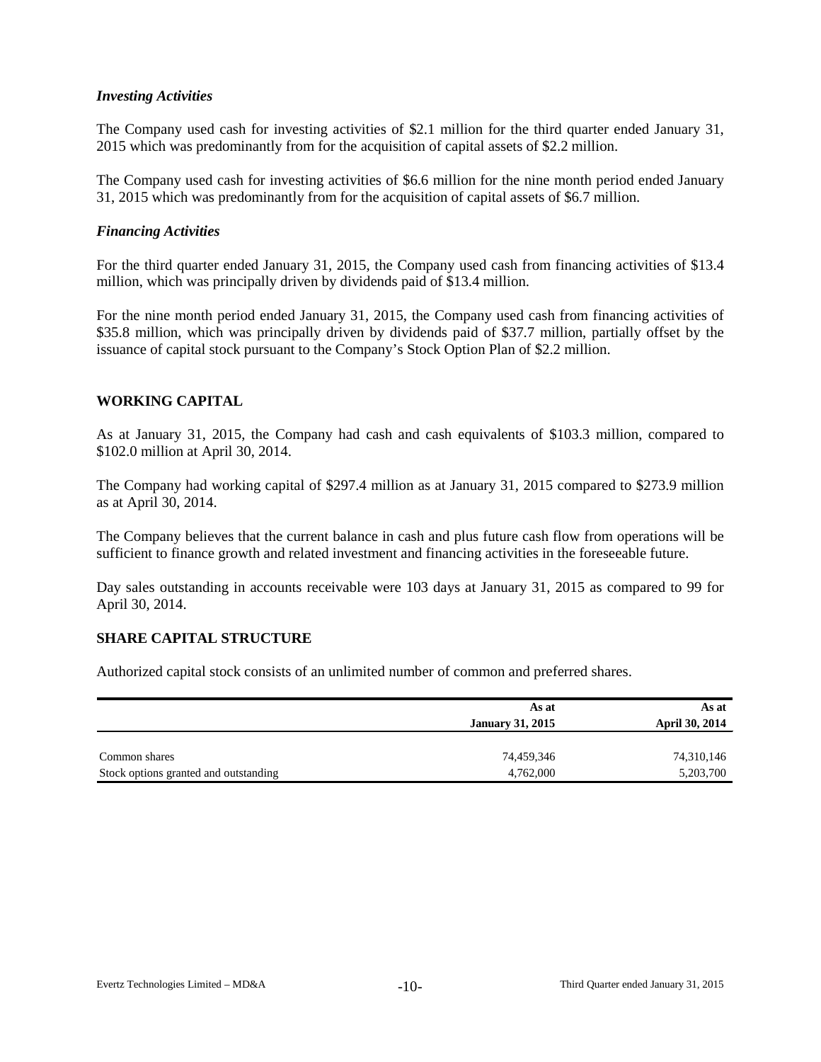### *Investing Activities*

The Company used cash for investing activities of $2.1 million for the third quarter ended January 31, 2015 which was predominantly from for the acquisition of capital assets of $2.2 million.

The Company used cash for investing activities of $6.6 million for the nine month period ended January 31, 2015 which was predominantly from for the acquisition of capital assets of $6.7 million.

### *Financing Activities*

For the third quarter ended January 31, 2015, the Company used cash from financing activities of $13.4 million, which was principally driven by dividends paid of $13.4 million.

For the nine month period ended January 31, 2015, the Company used cash from financing activities of $35.8 million, which was principally driven by dividends paid of $37.7 million, partially offset by the issuance of capital stock pursuant to the Company's Stock Option Plan of $2.2 million.

## WORKING CAPITAL

As at January 31, 2015, the Company had cash and cash equivalents of $103.3 million, compared to $102.0 million at April 30, 2014.

The Company had working capital of $297.4 million as at January 31, 2015 compared to $273.9 million as at April 30, 2014.

The Company believes that the current balance in cash and plus future cash flow from operations will be sufficient to finance growth and related investment and financing activities in the foreseeable future.

Day sales outstanding in accounts receivable were 103 days at January 31, 2015 as compared to 99 for April 30, 2014.

## SHARE CAPITAL STRUCTURE

Authorized capital stock consists of an unlimited number of common and preferred shares.

| | **As at January 31, 2015** | **As at April 30, 2014** |
|---|---|---|
| Common shares | 74,459,346 | 74,310,146 |
| Stock options granted and outstanding | 4,762,000 | 5,203,700 |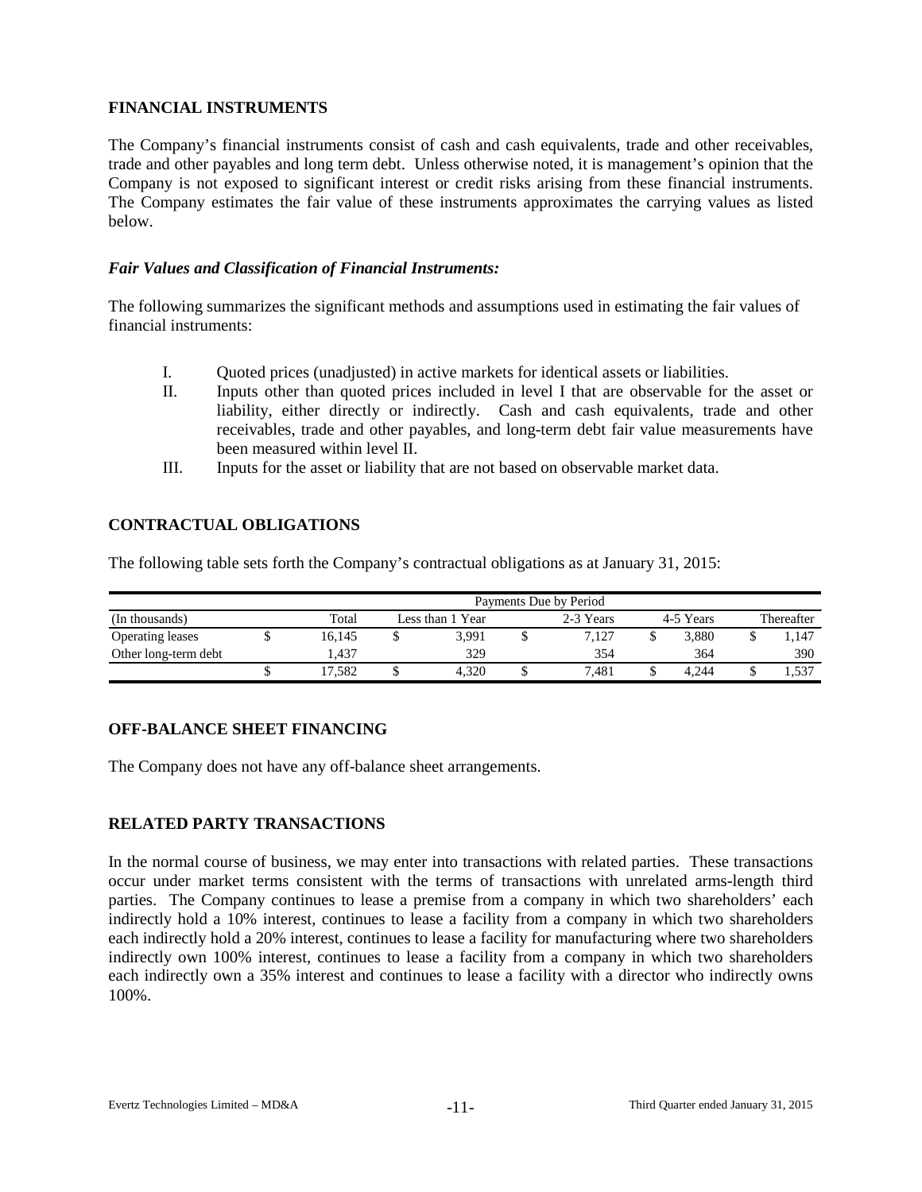## FINANCIAL INSTRUMENTS

The Company's financial instruments consist of cash and cash equivalents, trade and other receivables, trade and other payables and long term debt. Unless otherwise noted, it is management's opinion that the Company is not exposed to significant interest or credit risks arising from these financial instruments. The Company estimates the fair value of these instruments approximates the carrying values as listed below.

### *Fair Values and Classification of Financial Instruments:*

The following summarizes the significant methods and assumptions used in estimating the fair values of financial instruments:

I. Quoted prices (unadjusted) in active markets for identical assets or liabilities.

II. Inputs other than quoted prices included in level I that are observable for the asset or liability, either directly or indirectly. Cash and cash equivalents, trade and other receivables, trade and other payables, and long-term debt fair value measurements have been measured within level II.

III. Inputs for the asset or liability that are not based on observable market data.

## CONTRACTUAL OBLIGATIONS

The following table sets forth the Company's contractual obligations as at January 31, 2015:

| | Payments Due by Period | | | | |
|---|---|---|---|---|---|
| (In thousands) | Total | Less than 1 Year | 2-3 Years | 4-5 Years | Thereafter |
| Operating leases | $ 16,145 | $ 3,991 | $ 7,127 | $ 3,880 | $ 1,147 |
| Other long-term debt | 1,437 | 329 | 354 | 364 | 390 |
| | $ 17,582 | $ 4,320 | $ 7,481 | $ 4,244 | $ 1,537 |

## OFF-BALANCE SHEET FINANCING

The Company does not have any off-balance sheet arrangements.

## RELATED PARTY TRANSACTIONS

In the normal course of business, we may enter into transactions with related parties. These transactions occur under market terms consistent with the terms of transactions with unrelated arms-length third parties. The Company continues to lease a premise from a company in which two shareholders' each indirectly hold a 10% interest, continues to lease a facility from a company in which two shareholders each indirectly hold a 20% interest, continues to lease a facility for manufacturing where two shareholders indirectly own 100% interest, continues to lease a facility from a company in which two shareholders each indirectly own a 35% interest and continues to lease a facility with a director who indirectly owns 100%.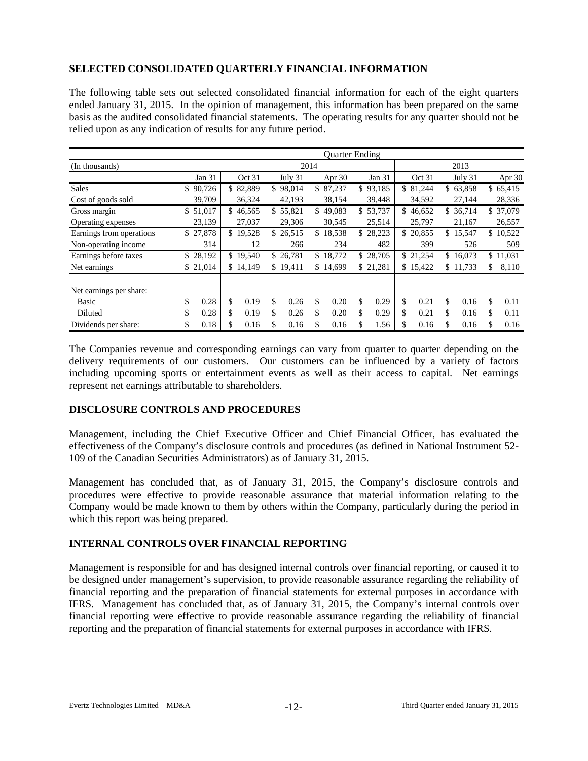## SELECTED CONSOLIDATED QUARTERLY FINANCIAL INFORMATION

The following table sets out selected consolidated financial information for each of the eight quarters ended January 31, 2015. In the opinion of management, this information has been prepared on the same basis as the audited consolidated financial statements. The operating results for any quarter should not be relied upon as any indication of results for any future period.

| | Quarter Ending | | | | | | | |
|---|---|---|---|---|---|---|---|---|
| (In thousands) | 2014 | | | | | 2013 | | |
| | Jan 31 | Oct 31 | July 31 | Apr 30 | Jan 31 | Oct 31 | July 31 | Apr 30 |
| Sales | $ 90,726 | $ 82,889 | $ 98,014 | $ 87,237 | $ 93,185 | $ 81,244 | $ 63,858 | $ 65,415 |
| Cost of goods sold | 39,709 | 36,324 | 42,193 | 38,154 | 39,448 | 34,592 | 27,144 | 28,336 |
| Gross margin | $ 51,017 | $ 46,565 | $ 55,821 | $ 49,083 | $ 53,737 | $ 46,652 | $ 36,714 | $ 37,079 |
| Operating expenses | 23,139 | 27,037 | 29,306 | 30,545 | 25,514 | 25,797 | 21,167 | 26,557 |
| Earnings from operations | $ 27,878 | $ 19,528 | $ 26,515 | $ 18,538 | $ 28,223 | $ 20,855 | $ 15,547 | $ 10,522 |
| Non-operating income | 314 | 12 | 266 | 234 | 482 | 399 | 526 | 509 |
| Earnings before taxes | $ 28,192 | $ 19,540 | $ 26,781 | $ 18,772 | $ 28,705 | $ 21,254 | $ 16,073 | $ 11,031 |
| Net earnings | $ 21,014 | $ 14,149 | $ 19,411 | $ 14,699 | $ 21,281 | $ 15,422 | $ 11,733 | $ 8,110 |
| | | | | | | | | |
| Net earnings per share: | | | | | | | | |
| Basic | $ 0.28 | $ 0.19 | $ 0.26 | $ 0.20 | $ 0.29 | $ 0.21 | $ 0.16 | $ 0.11 |
| Diluted | $ 0.28 | $ 0.19 | $ 0.26 | $ 0.20 | $ 0.29 | $ 0.21 | $ 0.16 | $ 0.11 |
| Dividends per share: | $ 0.18 | $ 0.16 | $ 0.16 | $ 0.16 | $ 1.56 | $ 0.16 | $ 0.16 | $ 0.16 |

The Companies revenue and corresponding earnings can vary from quarter to quarter depending on the delivery requirements of our customers. Our customers can be influenced by a variety of factors including upcoming sports or entertainment events as well as their access to capital. Net earnings represent net earnings attributable to shareholders.

## DISCLOSURE CONTROLS AND PROCEDURES

Management, including the Chief Executive Officer and Chief Financial Officer, has evaluated the effectiveness of the Company's disclosure controls and procedures (as defined in National Instrument 52-109 of the Canadian Securities Administrators) as of January 31, 2015.

Management has concluded that, as of January 31, 2015, the Company's disclosure controls and procedures were effective to provide reasonable assurance that material information relating to the Company would be made known to them by others within the Company, particularly during the period in which this report was being prepared.

## INTERNAL CONTROLS OVER FINANCIAL REPORTING

Management is responsible for and has designed internal controls over financial reporting, or caused it to be designed under management's supervision, to provide reasonable assurance regarding the reliability of financial reporting and the preparation of financial statements for external purposes in accordance with IFRS. Management has concluded that, as of January 31, 2015, the Company's internal controls over financial reporting were effective to provide reasonable assurance regarding the reliability of financial reporting and the preparation of financial statements for external purposes in accordance with IFRS.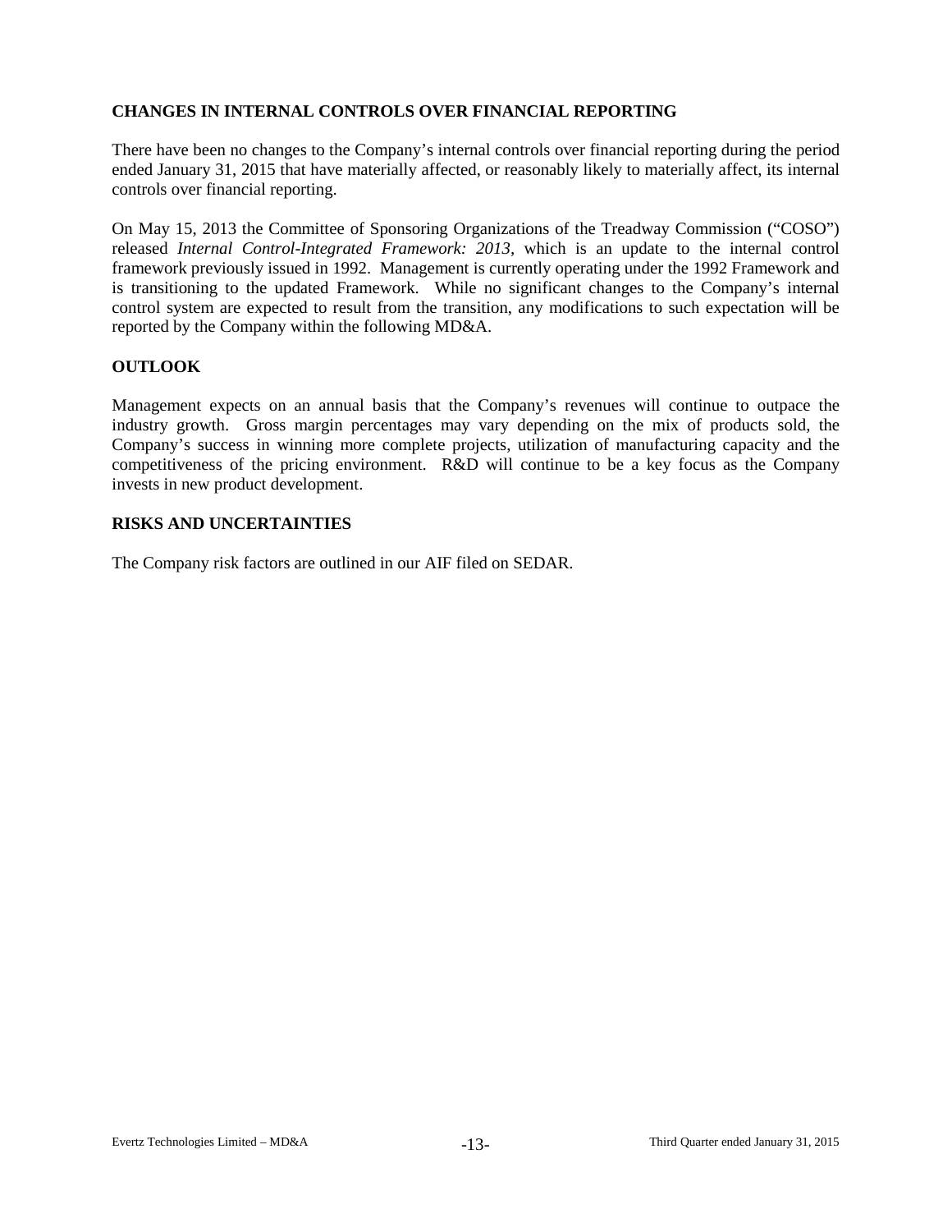## CHANGES IN INTERNAL CONTROLS OVER FINANCIAL REPORTING

There have been no changes to the Company's internal controls over financial reporting during the period ended January 31, 2015 that have materially affected, or reasonably likely to materially affect, its internal controls over financial reporting.

On May 15, 2013 the Committee of Sponsoring Organizations of the Treadway Commission ("COSO") released *Internal Control-Integrated Framework: 2013*, which is an update to the internal control framework previously issued in 1992. Management is currently operating under the 1992 Framework and is transitioning to the updated Framework. While no significant changes to the Company's internal control system are expected to result from the transition, any modifications to such expectation will be reported by the Company within the following MD&A.

## OUTLOOK

Management expects on an annual basis that the Company's revenues will continue to outpace the industry growth. Gross margin percentages may vary depending on the mix of products sold, the Company's success in winning more complete projects, utilization of manufacturing capacity and the competitiveness of the pricing environment. R&D will continue to be a key focus as the Company invests in new product development.

## RISKS AND UNCERTAINTIES

The Company risk factors are outlined in our AIF filed on SEDAR.